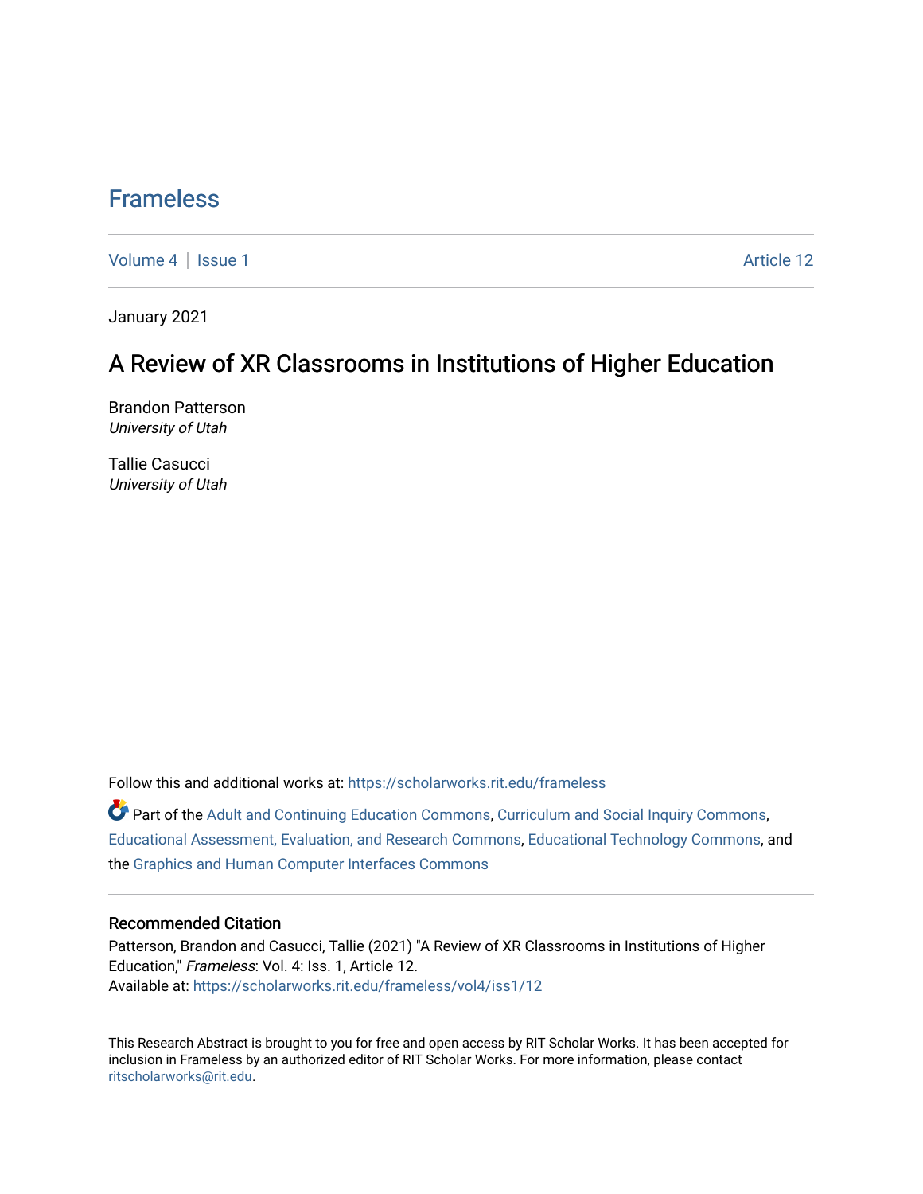# Frameless

Volume 4 | Issue 1 Article 12

January 2021

## A Review of XR Classrooms in Institutions of Higher Education

Brandon Patterson
*University of Utah*

Tallie Casucci
*University of Utah*

Follow this and additional works at: https://scholarworks.rit.edu/frameless

Part of the Adult and Continuing Education Commons, Curriculum and Social Inquiry Commons, Educational Assessment, Evaluation, and Research Commons, Educational Technology Commons, and the Graphics and Human Computer Interfaces Commons

### Recommended Citation

Patterson, Brandon and Casucci, Tallie (2021) "A Review of XR Classrooms in Institutions of Higher Education," *Frameless*: Vol. 4: Iss. 1, Article 12.
Available at: https://scholarworks.rit.edu/frameless/vol4/iss1/12

This Research Abstract is brought to you for free and open access by RIT Scholar Works. It has been accepted for inclusion in Frameless by an authorized editor of RIT Scholar Works. For more information, please contact ritscholarworks@rit.edu.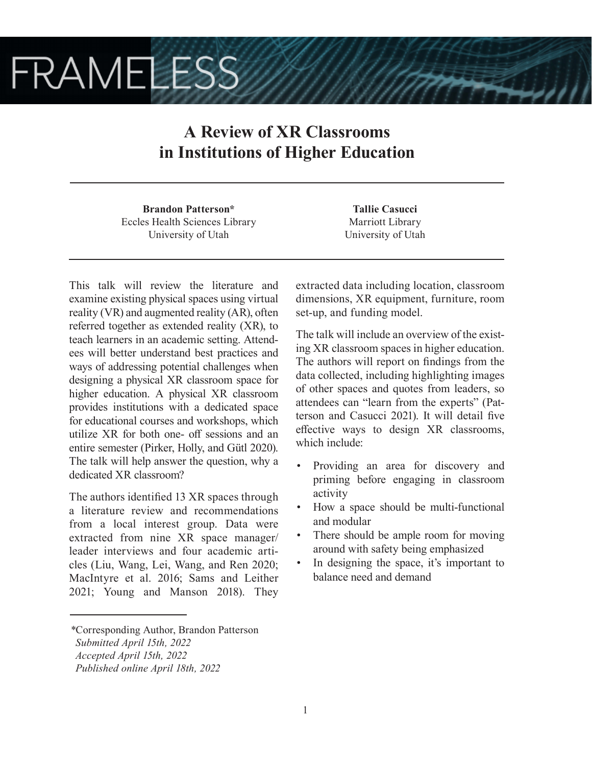# A Review of XR Classrooms in Institutions of Higher Education

**Brandon Patterson***
Eccles Health Sciences Library
University of Utah

**Tallie Casucci**
Marriott Library
University of Utah

This talk will review the literature and examine existing physical spaces using virtual reality (VR) and augmented reality (AR), often referred together as extended reality (XR), to teach learners in an academic setting. Attendees will better understand best practices and ways of addressing potential challenges when designing a physical XR classroom space for higher education. A physical XR classroom provides institutions with a dedicated space for educational courses and workshops, which utilize XR for both one- off sessions and an entire semester (Pirker, Holly, and Gütl 2020). The talk will help answer the question, why a dedicated XR classroom?

The authors identified 13 XR spaces through a literature review and recommendations from a local interest group. Data were extracted from nine XR space manager/leader interviews and four academic articles (Liu, Wang, Lei, Wang, and Ren 2020; MacIntyre et al. 2016; Sams and Leither 2021; Young and Manson 2018). They extracted data including location, classroom dimensions, XR equipment, furniture, room set-up, and funding model.

The talk will include an overview of the existing XR classroom spaces in higher education. The authors will report on findings from the data collected, including highlighting images of other spaces and quotes from leaders, so attendees can "learn from the experts" (Patterson and Casucci 2021). It will detail five effective ways to design XR classrooms, which include:

- Providing an area for discovery and priming before engaging in classroom activity
- How a space should be multi-functional and modular
- There should be ample room for moving around with safety being emphasized
- In designing the space, it's important to balance need and demand

*Corresponding Author, Brandon Patterson
*Submitted April 15th, 2022*
*Accepted April 15th, 2022*
*Published online April 18th, 2022*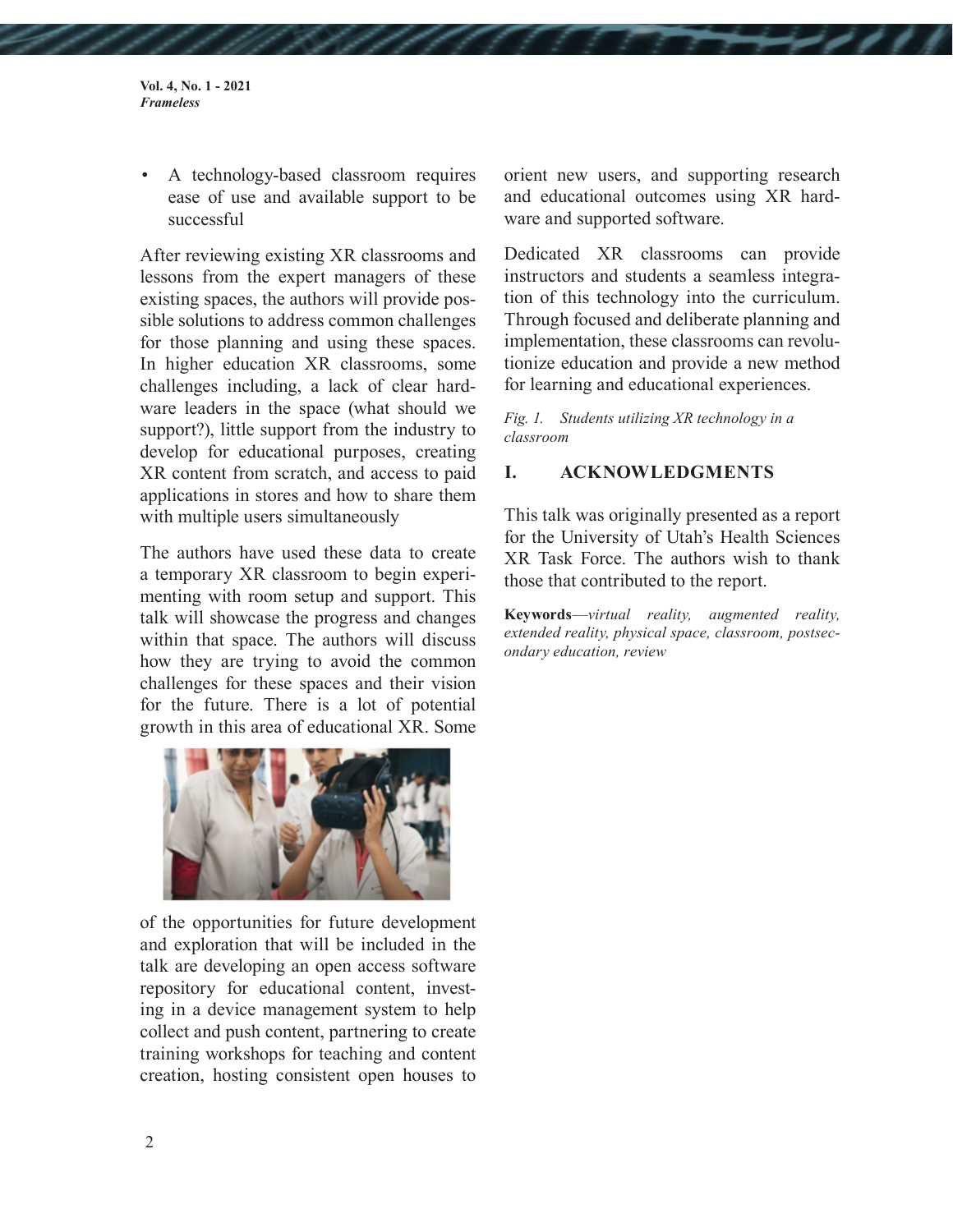- A technology-based classroom requires ease of use and available support to be successful

After reviewing existing XR classrooms and lessons from the expert managers of these existing spaces, the authors will provide possible solutions to address common challenges for those planning and using these spaces. In higher education XR classrooms, some challenges including, a lack of clear hardware leaders in the space (what should we support?), little support from the industry to develop for educational purposes, creating XR content from scratch, and access to paid applications in stores and how to share them with multiple users simultaneously

The authors have used these data to create a temporary XR classroom to begin experimenting with room setup and support. This talk will showcase the progress and changes within that space. The authors will discuss how they are trying to avoid the common challenges for these spaces and their vision for the future. There is a lot of potential growth in this area of educational XR. Some of the opportunities for future development and exploration that will be included in the talk are developing an open access software repository for educational content, investing in a device management system to help collect and push content, partnering to create training workshops for teaching and content creation, hosting consistent open houses to orient new users, and supporting research and educational outcomes using XR hardware and supported software.

Dedicated XR classrooms can provide instructors and students a seamless integration of this technology into the curriculum. Through focused and deliberate planning and implementation, these classrooms can revolutionize education and provide a new method for learning and educational experiences.

*Fig. 1. Students utilizing XR technology in a classroom*

## I. ACKNOWLEDGMENTS

This talk was originally presented as a report for the University of Utah's Health Sciences XR Task Force. The authors wish to thank those that contributed to the report.

**Keywords**—*virtual reality, augmented reality, extended reality, physical space, classroom, postsecondary education, review*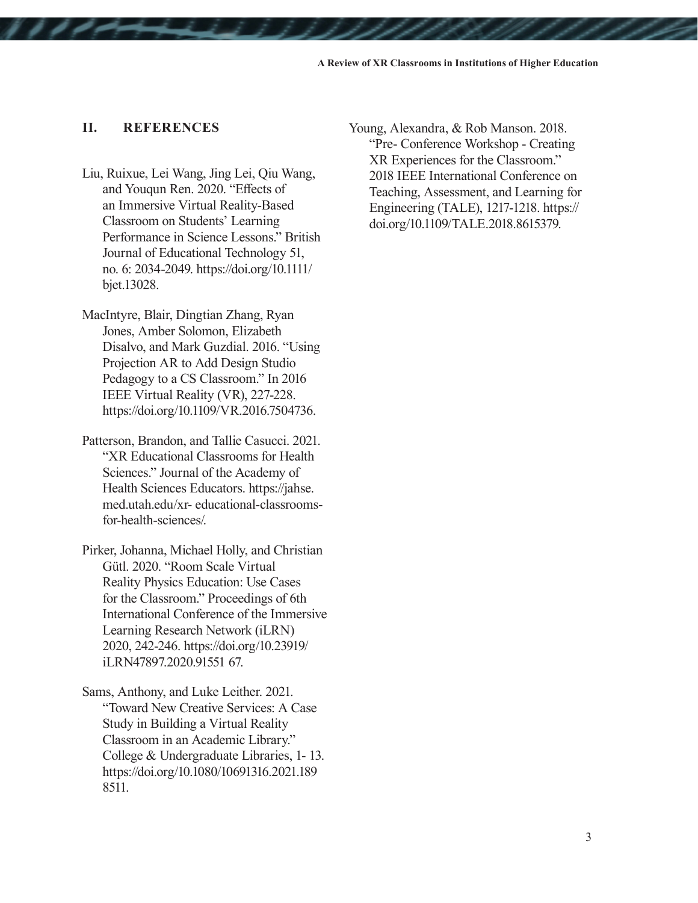## II. REFERENCES

Liu, Ruixue, Lei Wang, Jing Lei, Qiu Wang, and Youqun Ren. 2020. "Effects of an Immersive Virtual Reality-Based Classroom on Students' Learning Performance in Science Lessons." British Journal of Educational Technology 51, no. 6: 2034-2049. https://doi.org/10.1111/bjet.13028.

MacIntyre, Blair, Dingtian Zhang, Ryan Jones, Amber Solomon, Elizabeth Disalvo, and Mark Guzdial. 2016. "Using Projection AR to Add Design Studio Pedagogy to a CS Classroom." In 2016 IEEE Virtual Reality (VR), 227-228. https://doi.org/10.1109/VR.2016.7504736.

Patterson, Brandon, and Tallie Casucci. 2021. "XR Educational Classrooms for Health Sciences." Journal of the Academy of Health Sciences Educators. https://jahse.med.utah.edu/xr- educational-classrooms-for-health-sciences/.

Pirker, Johanna, Michael Holly, and Christian Gütl. 2020. "Room Scale Virtual Reality Physics Education: Use Cases for the Classroom." Proceedings of 6th International Conference of the Immersive Learning Research Network (iLRN) 2020, 242-246. https://doi.org/10.23919/iLRN47897.2020.91551 67.

Sams, Anthony, and Luke Leither. 2021. "Toward New Creative Services: A Case Study in Building a Virtual Reality Classroom in an Academic Library." College & Undergraduate Libraries, 1- 13. https://doi.org/10.1080/10691316.2021.1898511.

Young, Alexandra, & Rob Manson. 2018. "Pre- Conference Workshop - Creating XR Experiences for the Classroom." 2018 IEEE International Conference on Teaching, Assessment, and Learning for Engineering (TALE), 1217-1218. https://doi.org/10.1109/TALE.2018.8615379.